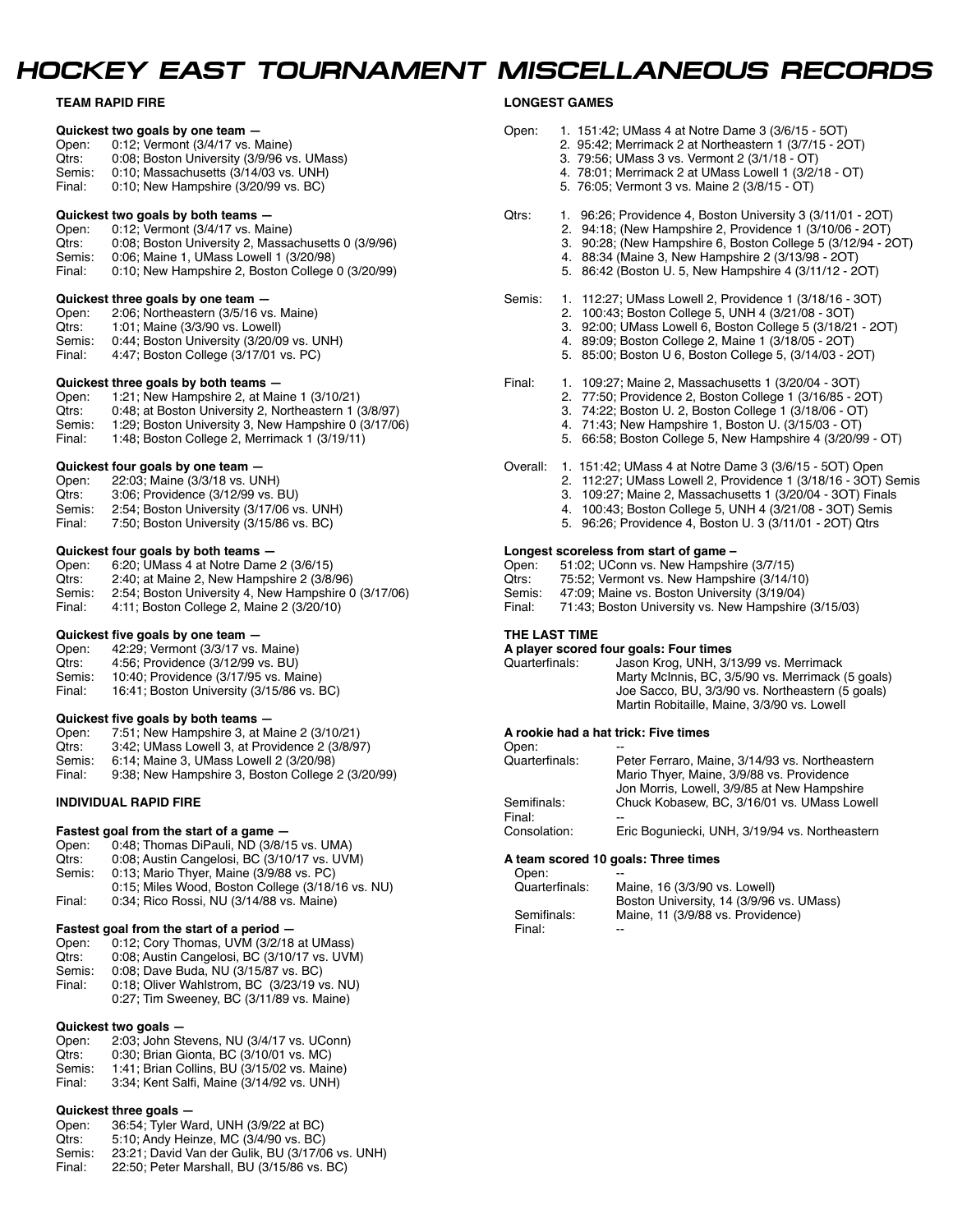# HOCKEY EAST TOURNAMENT MISCELLANEOUS RECORDS

## TEAM RAPID FIRE

**Quickest two goals by one team —**
Open: 0:12; Vermont (3/4/17 vs. Maine)
Qtrs: 0:08; Boston University (3/9/96 vs. UMass)
Semis: 0:10; Massachusetts (3/14/03 vs. UNH)
Final: 0:10; New Hampshire (3/20/99 vs. BC)

**Quickest two goals by both teams —**
Open: 0:12; Vermont (3/4/17 vs. Maine)
Qtrs: 0:08; Boston University 2, Massachusetts 0 (3/9/96)
Semis: 0:06; Maine 1, UMass Lowell 1 (3/20/98)
Final: 0:10; New Hampshire 2, Boston College 0 (3/20/99)

**Quickest three goals by one team —**
Open: 2:06; Northeastern (3/5/16 vs. Maine)
Qtrs: 1:01; Maine (3/3/90 vs. Lowell)
Semis: 0:44; Boston University (3/20/09 vs. UNH)
Final: 4:47; Boston College (3/17/01 vs. PC)

**Quickest three goals by both teams —**
Open: 1:21; New Hampshire 2, at Maine 1 (3/10/21)
Qtrs: 0:48; at Boston University 2, Northeastern 1 (3/8/97)
Semis: 1:29; Boston University 3, New Hampshire 0 (3/17/06)
Final: 1:48; Boston College 2, Merrimack 1 (3/19/11)

**Quickest four goals by one team —**
Open: 22:03; Maine (3/3/18 vs. UNH)
Qtrs: 3:06; Providence (3/12/99 vs. BU)
Semis: 2:54; Boston University (3/17/06 vs. UNH)
Final: 7:50; Boston University (3/15/86 vs. BC)

**Quickest four goals by both teams —**
Open: 6:20; UMass 4 at Notre Dame 2 (3/6/15)
Qtrs: 2:40; at Maine 2, New Hampshire 2 (3/8/96)
Semis: 2:54; Boston University 4, New Hampshire 0 (3/17/06)
Final: 4:11; Boston College 2, Maine 2 (3/20/10)

**Quickest five goals by one team —**
Open: 42:29; Vermont (3/3/17 vs. Maine)
Qtrs: 4:56; Providence (3/12/99 vs. BU)
Semis: 10:40; Providence (3/17/95 vs. Maine)
Final: 16:41; Boston University (3/15/86 vs. BC)

**Quickest five goals by both teams —**
Open: 7:51; New Hampshire 3, at Maine 2 (3/10/21)
Qtrs: 3:42; UMass Lowell 3, at Providence 2 (3/8/97)
Semis: 6:14; Maine 3, UMass Lowell 2 (3/20/98)
Final: 9:38; New Hampshire 3, Boston College 2 (3/20/99)

## INDIVIDUAL RAPID FIRE

**Fastest goal from the start of a game —**
Open: 0:48; Thomas DiPauli, ND (3/8/15 vs. UMA)
Qtrs: 0:08; Austin Cangelosi, BC (3/10/17 vs. UVM)
Semis: 0:13; Mario Thyer, Maine (3/9/88 vs. PC)
0:15; Miles Wood, Boston College (3/18/16 vs. NU)
Final: 0:34; Rico Rossi, NU (3/14/88 vs. Maine)

**Fastest goal from the start of a period —**
Open: 0:12; Cory Thomas, UVM (3/2/18 at UMass)
Qtrs: 0:08; Austin Cangelosi, BC (3/10/17 vs. UVM)
Semis: 0:08; Dave Buda, NU (3/15/87 vs. BC)
Final: 0:18; Oliver Wahlstrom, BC (3/23/19 vs. NU)
0:27; Tim Sweeney, BC (3/11/89 vs. Maine)

**Quickest two goals —**
Open: 2:03; John Stevens, NU (3/4/17 vs. UConn)
Qtrs: 0:30; Brian Gionta, BC (3/10/01 vs. MC)
Semis: 1:41; Brian Collins, BU (3/15/02 vs. Maine)
Final: 3:34; Kent Salfi, Maine (3/14/92 vs. UNH)

**Quickest three goals —**
Open: 36:54; Tyler Ward, UNH (3/9/22 at BC)
Qtrs: 5:10; Andy Heinze, MC (3/4/90 vs. BC)
Semis: 23:21; David Van der Gulik, BU (3/17/06 vs. UNH)
Final: 22:50; Peter Marshall, BU (3/15/86 vs. BC)

## LONGEST GAMES

Open:
1. 151:42; UMass 4 at Notre Dame 3 (3/6/15 - 5OT)
2. 95:42; Merrimack 2 at Northeastern 1 (3/7/15 - 2OT)
3. 79:56; UMass 3 vs. Vermont 2 (3/1/18 - OT)
4. 78:01; Merrimack 2 at UMass Lowell 1 (3/2/18 - OT)
5. 76:05; Vermont 3 vs. Maine 2 (3/8/15 - OT)

Qtrs:
1. 96:26; Providence 4, Boston University 3 (3/11/01 - 2OT)
2. 94:18; (New Hampshire 2, Providence 1 (3/10/06 - 2OT)
3. 90:28; (New Hampshire 6, Boston College 5 (3/12/94 - 2OT)
4. 88:34 (Maine 3, New Hampshire 2 (3/13/98 - 2OT)
5. 86:42 (Boston U. 5, New Hampshire 4 (3/11/12 - 2OT)

Semis:
1. 112:27; UMass Lowell 2, Providence 1 (3/18/16 - 3OT)
2. 100:43; Boston College 5, UNH 4 (3/21/08 - 3OT)
3. 92:00; UMass Lowell 6, Boston College 5 (3/18/21 - 2OT)
4. 89:09; Boston College 2, Maine 1 (3/18/05 - 2OT)
5. 85:00; Boston U 6, Boston College 5, (3/14/03 - 2OT)

Final:
1. 109:27; Maine 2, Massachusetts 1 (3/20/04 - 3OT)
2. 77:50; Providence 2, Boston College 1 (3/16/85 - 2OT)
3. 74:22; Boston U. 2, Boston College 1 (3/18/06 - OT)
4. 71:43; New Hampshire 1, Boston U. (3/15/03 - OT)
5. 66:58; Boston College 5, New Hampshire 4 (3/20/99 - OT)

Overall:
1. 151:42; UMass 4 at Notre Dame 3 (3/6/15 - 5OT) Open
2. 112:27; UMass Lowell 2, Providence 1 (3/18/16 - 3OT) Semis
3. 109:27; Maine 2, Massachusetts 1 (3/20/04 - 3OT) Finals
4. 100:43; Boston College 5, UNH 4 (3/21/08 - 3OT) Semis
5. 96:26; Providence 4, Boston U. 3 (3/11/01 - 2OT) Qtrs

**Longest scoreless from start of game –**
Open: 51:02; UConn vs. New Hampshire (3/7/15)
Qtrs: 75:52; Vermont vs. New Hampshire (3/14/10)
Semis: 47:09; Maine vs. Boston University (3/19/04)
Final: 71:43; Boston University vs. New Hampshire (3/15/03)

## THE LAST TIME

**A player scored four goals: Four times**
Quarterfinals:
Jason Krog, UNH, 3/13/99 vs. Merrimack
Marty McInnis, BC, 3/5/90 vs. Merrimack (5 goals)
Joe Sacco, BU, 3/3/90 vs. Northeastern (5 goals)
Martin Robitaille, Maine, 3/3/90 vs. Lowell

**A rookie had a hat trick: Five times**
Open: --
Quarterfinals:
Peter Ferraro, Maine, 3/14/93 vs. Northeastern
Mario Thyer, Maine, 3/9/88 vs. Providence
Jon Morris, Lowell, 3/9/85 at New Hampshire
Semifinals: Chuck Kobasew, BC, 3/16/01 vs. UMass Lowell
Final: --
Consolation: Eric Boguniecki, UNH, 3/19/94 vs. Northeastern

**A team scored 10 goals: Three times**
Open: --
Quarterfinals:
Maine, 16 (3/3/90 vs. Lowell)
Boston University, 14 (3/9/96 vs. UMass)
Semifinals: Maine, 11 (3/9/88 vs. Providence)
Final: --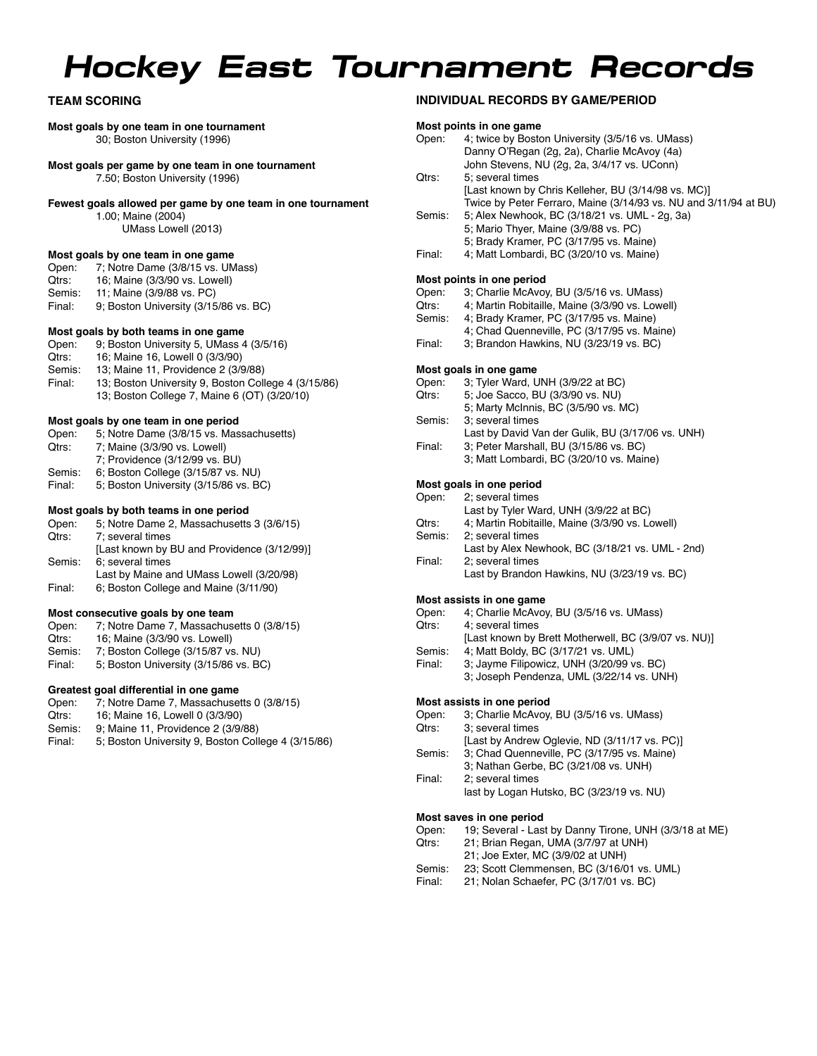# Hockey East Tournament Records

## TEAM SCORING

**Most goals by one team in one tournament**
30; Boston University (1996)

**Most goals per game by one team in one tournament**
7.50; Boston University (1996)

**Fewest goals allowed per game by one team in one tournament**
1.00; Maine (2004)
UMass Lowell (2013)

**Most goals by one team in one game**
Open: 7; Notre Dame (3/8/15 vs. UMass)
Qtrs: 16; Maine (3/3/90 vs. Lowell)
Semis: 11; Maine (3/9/88 vs. PC)
Final: 9; Boston University (3/15/86 vs. BC)

**Most goals by both teams in one game**
Open: 9; Boston University 5, UMass 4 (3/5/16)
Qtrs: 16; Maine 16, Lowell 0 (3/3/90)
Semis: 13; Maine 11, Providence 2 (3/9/88)
Final: 13; Boston University 9, Boston College 4 (3/15/86)
13; Boston College 7, Maine 6 (OT) (3/20/10)

**Most goals by one team in one period**
Open: 5; Notre Dame (3/8/15 vs. Massachusetts)
Qtrs: 7; Maine (3/3/90 vs. Lowell)
7; Providence (3/12/99 vs. BU)
Semis: 6; Boston College (3/15/87 vs. NU)
Final: 5; Boston University (3/15/86 vs. BC)

**Most goals by both teams in one period**
Open: 5; Notre Dame 2, Massachusetts 3 (3/6/15)
Qtrs: 7; several times
[Last known by BU and Providence (3/12/99)]
Semis: 6; several times
Last by Maine and UMass Lowell (3/20/98)
Final: 6; Boston College and Maine (3/11/90)

**Most consecutive goals by one team**
Open: 7; Notre Dame 7, Massachusetts 0 (3/8/15)
Qtrs: 16; Maine (3/3/90 vs. Lowell)
Semis: 7; Boston College (3/15/87 vs. NU)
Final: 5; Boston University (3/15/86 vs. BC)

**Greatest goal differential in one game**
Open: 7; Notre Dame 7, Massachusetts 0 (3/8/15)
Qtrs: 16; Maine 16, Lowell 0 (3/3/90)
Semis: 9; Maine 11, Providence 2 (3/9/88)
Final: 5; Boston University 9, Boston College 4 (3/15/86)

## INDIVIDUAL RECORDS BY GAME/PERIOD

**Most points in one game**
Open: 4; twice by Boston University (3/5/16 vs. UMass)
Danny O'Regan (2g, 2a), Charlie McAvoy (4a)
John Stevens, NU (2g, 2a, 3/4/17 vs. UConn)
Qtrs: 5; several times
[Last known by Chris Kelleher, BU (3/14/98 vs. MC)]
Twice by Peter Ferraro, Maine (3/14/93 vs. NU and 3/11/94 at BU)
Semis: 5; Alex Newhook, BC (3/18/21 vs. UML - 2g, 3a)
5; Mario Thyer, Maine (3/9/88 vs. PC)
5; Brady Kramer, PC (3/17/95 vs. Maine)
Final: 4; Matt Lombardi, BC (3/20/10 vs. Maine)

**Most points in one period**
Open: 3; Charlie McAvoy, BU (3/5/16 vs. UMass)
Qtrs: 4; Martin Robitaille, Maine (3/3/90 vs. Lowell)
Semis: 4; Brady Kramer, PC (3/17/95 vs. Maine)
4; Chad Quenneville, PC (3/17/95 vs. Maine)
Final: 3; Brandon Hawkins, NU (3/23/19 vs. BC)

**Most goals in one game**
Open: 3; Tyler Ward, UNH (3/9/22 at BC)
Qtrs: 5; Joe Sacco, BU (3/3/90 vs. NU)
5; Marty McInnis, BC (3/5/90 vs. MC)
Semis: 3; several times
Last by David Van der Gulik, BU (3/17/06 vs. UNH)
Final: 3; Peter Marshall, BU (3/15/86 vs. BC)
3; Matt Lombardi, BC (3/20/10 vs. Maine)

**Most goals in one period**
Open: 2; several times
Last by Tyler Ward, UNH (3/9/22 at BC)
Qtrs: 4; Martin Robitaille, Maine (3/3/90 vs. Lowell)
Semis: 2; several times
Last by Alex Newhook, BC (3/18/21 vs. UML - 2nd)
Final: 2; several times
Last by Brandon Hawkins, NU (3/23/19 vs. BC)

**Most assists in one game**
Open: 4; Charlie McAvoy, BU (3/5/16 vs. UMass)
Qtrs: 4; several times
[Last known by Brett Motherwell, BC (3/9/07 vs. NU)]
Semis: 4; Matt Boldy, BC (3/17/21 vs. UML)
Final: 3; Jayme Filipowicz, UNH (3/20/99 vs. BC)
3; Joseph Pendenza, UML (3/22/14 vs. UNH)

**Most assists in one period**
Open: 3; Charlie McAvoy, BU (3/5/16 vs. UMass)
Qtrs: 3; several times
[Last by Andrew Oglevie, ND (3/11/17 vs. PC)]
Semis: 3; Chad Quenneville, PC (3/17/95 vs. Maine)
3; Nathan Gerbe, BC (3/21/08 vs. UNH)
Final: 2; several times
last by Logan Hutsko, BC (3/23/19 vs. NU)

**Most saves in one period**
Open: 19; Several - Last by Danny Tirone, UNH (3/3/18 at ME)
Qtrs: 21; Brian Regan, UMA (3/7/97 at UNH)
21; Joe Exter, MC (3/9/02 at UNH)
Semis: 23; Scott Clemmensen, BC (3/16/01 vs. UML)
Final: 21; Nolan Schaefer, PC (3/17/01 vs. BC)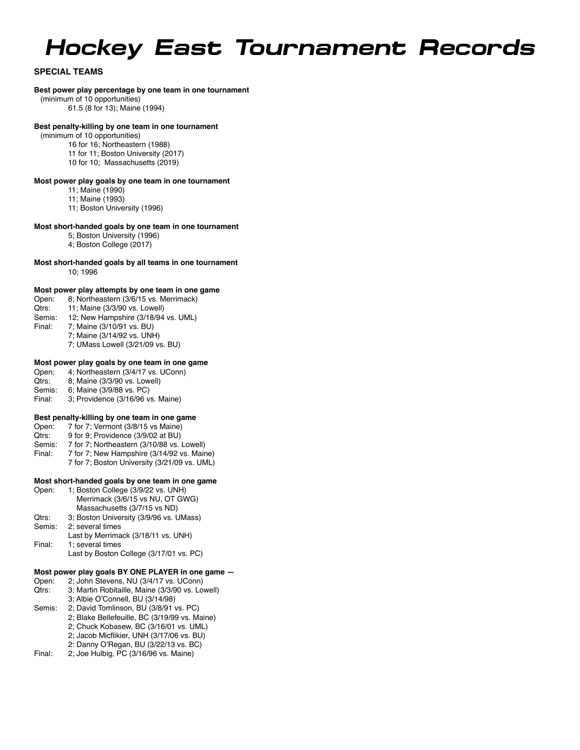# Hockey East Tournament Records

## SPECIAL TEAMS

**Best power play percentage by one team in one tournament**
(minimum of 10 opportunities)
61.5 (8 for 13); Maine (1994)

**Best penalty-killing by one team in one tournament**
(minimum of 10 opportunities)
16 for 16; Northeastern (1988)
11 for 11; Boston University (2017)
10 for 10; Massachusetts (2019)

**Most power play goals by one team in one tournament**
11; Maine (1990)
11; Maine (1993)
11; Boston University (1996)

**Most short-handed goals by one team in one tournament**
5; Boston University (1996)
4; Boston College (2017)

**Most short-handed goals by all teams in one tournament**
10; 1996

**Most power play attempts by one team in one game**
Open: 8; Northeastern (3/6/15 vs. Merrimack)
Qtrs: 11; Maine (3/3/90 vs. Lowell)
Semis: 12; New Hampshire (3/18/94 vs. UML)
Final: 7; Maine (3/10/91 vs. BU)
7; Maine (3/14/92 vs. UNH)
7; UMass Lowell (3/21/09 vs. BU)

**Most power play goals by one team in one game**
Open: 4; Northeastern (3/4/17 vs. UConn)
Qtrs: 8; Maine (3/3/90 vs. Lowell)
Semis: 6; Maine (3/9/88 vs. PC)
Final: 3; Providence (3/16/96 vs. Maine)

**Best penalty-killing by one team in one game**
Open: 7 for 7; Vermont (3/8/15 vs Maine)
Qtrs: 9 for 9; Providence (3/9/02 at BU)
Semis: 7 for 7; Northeastern (3/10/88 vs. Lowell)
Final: 7 for 7; New Hampshire (3/14/92 vs. Maine)
7 for 7; Boston University (3/21/09 vs. UML)

**Most short-handed goals by one team in one game**
Open: 1; Boston College (3/9/22 vs. UNH)
Merrimack (3/6/15 vs NU, OT GWG)
Massachusetts (3/7/15 vs ND)
Qtrs: 3; Boston University (3/9/96 vs. UMass)
Semis: 2; several times
Last by Merrimack (3/18/11 vs. UNH)
Final: 1; several times
Last by Boston College (3/17/01 vs. PC)

**Most power play goals BY ONE PLAYER in one game —**
Open: 2; John Stevens, NU (3/4/17 vs. UConn)
Qtrs: 3; Martin Robitaille, Maine (3/3/90 vs. Lowell)
3; Albie O'Connell, BU (3/14/98)
Semis: 2; David Tomlinson, BU (3/8/91 vs. PC)
2; Blake Bellefeuille, BC (3/19/99 vs. Maine)
2; Chuck Kobasew, BC (3/16/01 vs. UML)
2; Jacob Micflikier, UNH (3/17/06 vs. BU)
2: Danny O'Regan, BU (3/22/13 vs. BC)
Final: 2; Joe Hulbig, PC (3/16/96 vs. Maine)